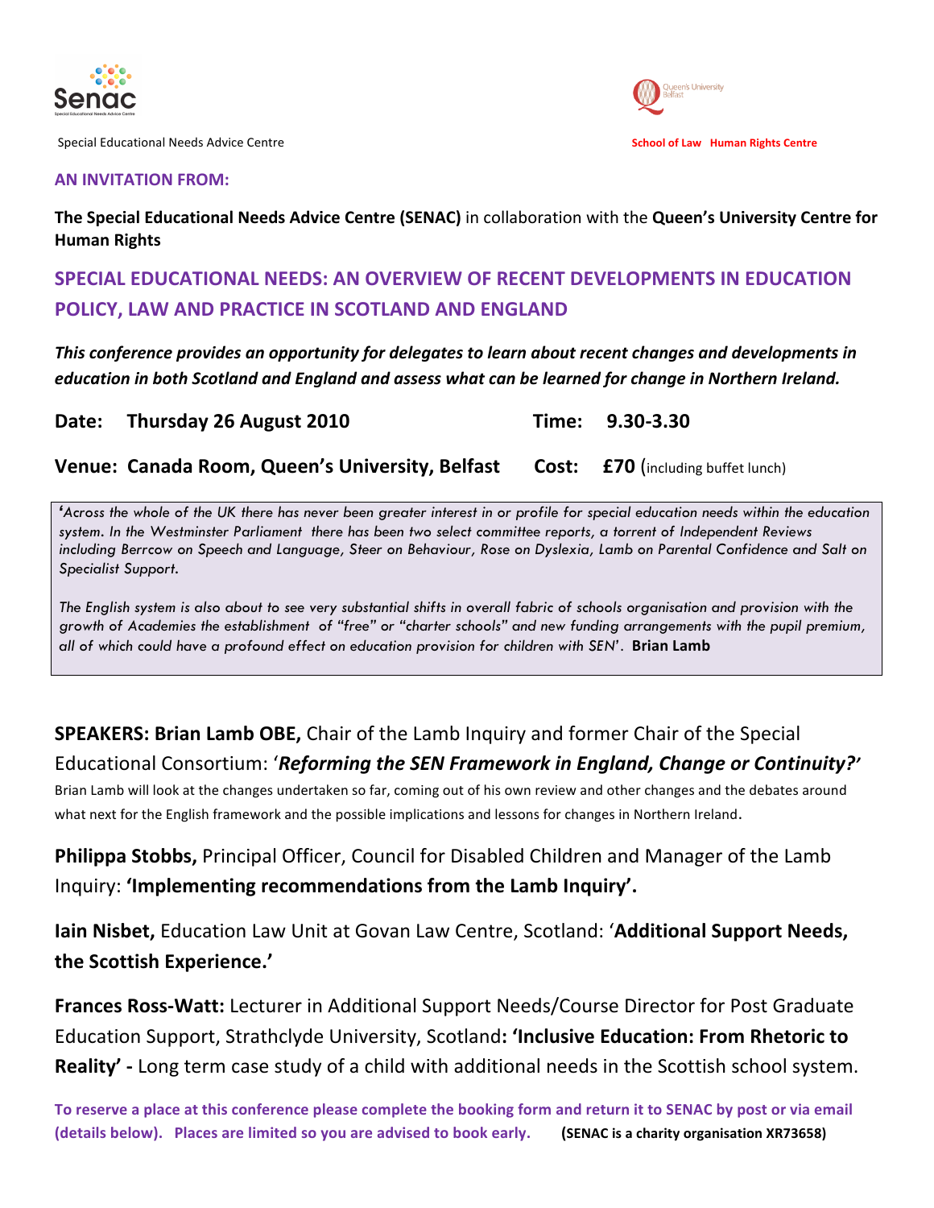Senac

Special Educational Needs Advice Centre

Queen's University Belfast

School of Law Human Rights Centre

**AN INVITATION FROM:**

**The Special Educational Needs Advice Centre (SENAC)** in collaboration with the **Queen's University Centre for Human Rights**

## SPECIAL EDUCATIONAL NEEDS: AN OVERVIEW OF RECENT DEVELOPMENTS IN EDUCATION POLICY, LAW AND PRACTICE IN SCOTLAND AND ENGLAND

***This conference provides an opportunity for delegates to learn about recent changes and developments in education in both Scotland and England and assess what can be learned for change in Northern Ireland.***

**Date: Thursday 26 August 2010** **Time: 9.30-3.30**

**Venue: Canada Room, Queen's University, Belfast** **Cost: £70** (including buffet lunch)

**'***Across the whole of the UK there has never been greater interest in or profile for special education needs within the education system. In the Westminster Parliament there has been two select committee reports, a torrent of Independent Reviews including Berrcow on Speech and Language, Steer on Behaviour, Rose on Dyslexia, Lamb on Parental Confidence and Salt on Specialist Support.*

*The English system is also about to see very substantial shifts in overall fabric of schools organisation and provision with the growth of Academies the establishment of "free" or "charter schools" and new funding arrangements with the pupil premium, all of which could have a profound effect on education provision for children with SEN*'. **Brian Lamb**

**SPEAKERS: Brian Lamb OBE,** Chair of the Lamb Inquiry and former Chair of the Special Educational Consortium: '***Reforming the SEN Framework in England, Change or Continuity?***'

Brian Lamb will look at the changes undertaken so far, coming out of his own review and other changes and the debates around what next for the English framework and the possible implications and lessons for changes in Northern Ireland.

**Philippa Stobbs,** Principal Officer, Council for Disabled Children and Manager of the Lamb Inquiry: **'Implementing recommendations from the Lamb Inquiry'.**

**Iain Nisbet,** Education Law Unit at Govan Law Centre, Scotland: '**Additional Support Needs, the Scottish Experience.'**

**Frances Ross-Watt:** Lecturer in Additional Support Needs/Course Director for Post Graduate Education Support, Strathclyde University, Scotland**: 'Inclusive Education: From Rhetoric to Reality' -** Long term case study of a child with additional needs in the Scottish school system.

**To reserve a place at this conference please complete the booking form and return it to SENAC by post or via email (details below). Places are limited so you are advised to book early.** **(SENAC is a charity organisation XR73658)**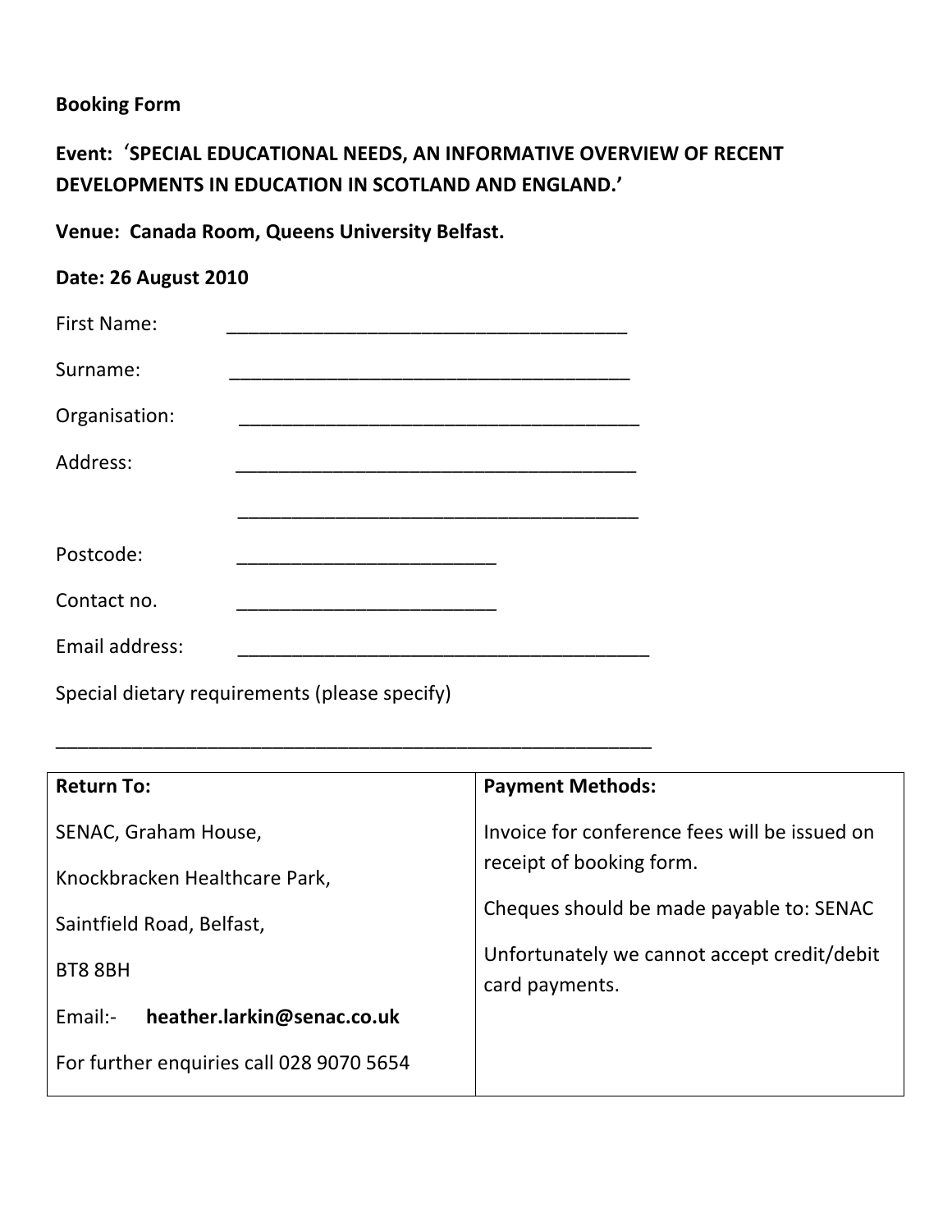**Booking Form**

**Event: 'SPECIAL EDUCATIONAL NEEDS, AN INFORMATIVE OVERVIEW OF RECENT DEVELOPMENTS IN EDUCATION IN SCOTLAND AND ENGLAND.'**

**Venue: Canada Room, Queens University Belfast.**

**Date: 26 August 2010**

First Name: _______________________________________

Surname: _______________________________________

Organisation: _______________________________________

Address: _______________________________________

_______________________________________

Postcode: _________________________

Contact no. _________________________

Email address: ________________________________________

Special dietary requirements (please specify)

__________________________________________________________

| **Return To:** | **Payment Methods:** |
| --- | --- |
| SENAC, Graham House,<br>Knockbracken Healthcare Park,<br>Saintfield Road, Belfast,<br>BT8 8BH<br>Email:- **heather.larkin@senac.co.uk**<br>For further enquiries call 028 9070 5654 | Invoice for conference fees will be issued on receipt of booking form.<br>Cheques should be made payable to: SENAC<br>Unfortunately we cannot accept credit/debit card payments. |